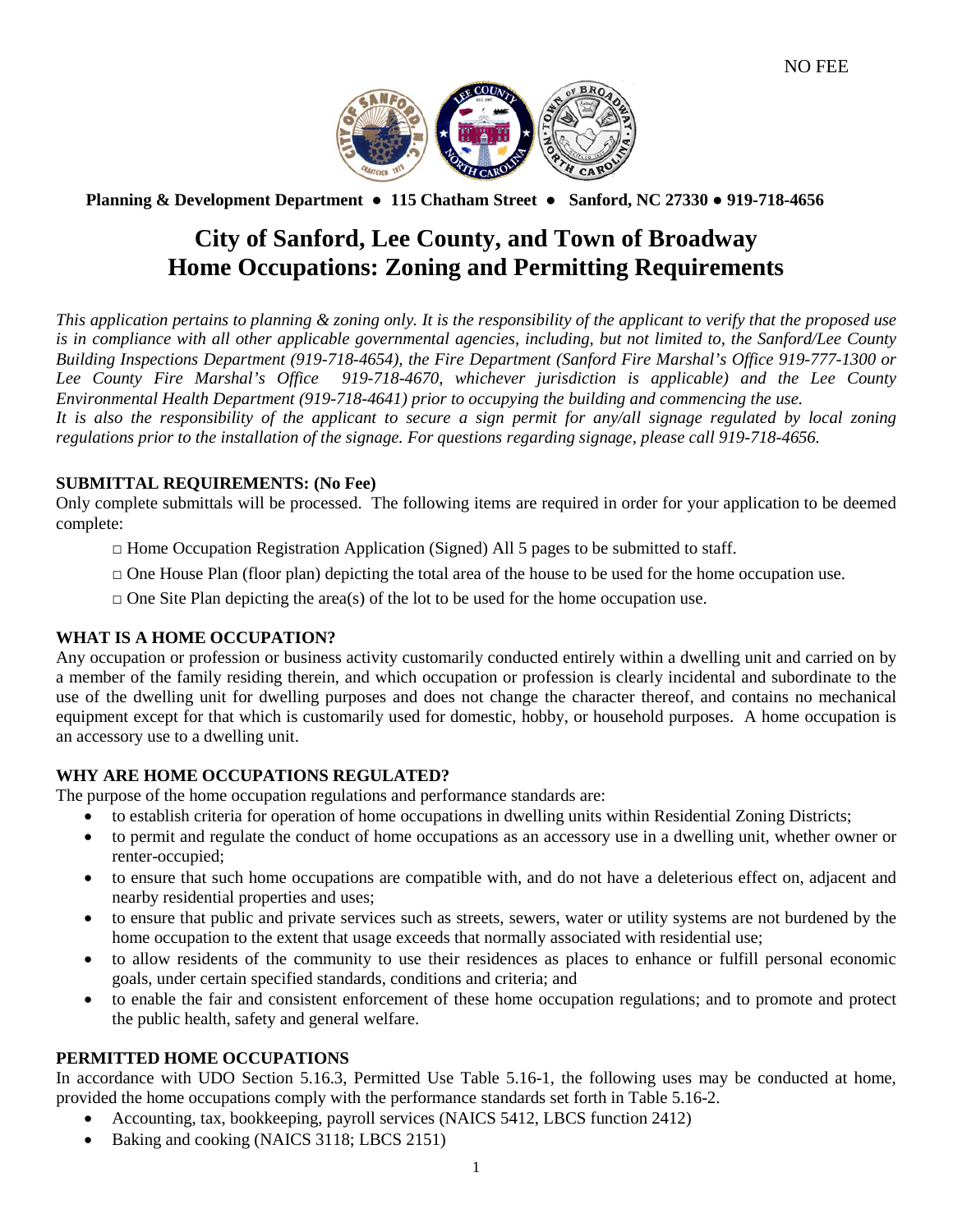NO FEE

**Planning & Development Department ● 115 Chatham Street ● Sanford, NC 27330 ● 919-718-4656**

# City of Sanford, Lee County, and Town of Broadway Home Occupations: Zoning and Permitting Requirements

*This application pertains to planning & zoning only. It is the responsibility of the applicant to verify that the proposed use is in compliance with all other applicable governmental agencies, including, but not limited to, the Sanford/Lee County Building Inspections Department (919-718-4654), the Fire Department (Sanford Fire Marshal's Office 919-777-1300 or Lee County Fire Marshal's Office 919-718-4670, whichever jurisdiction is applicable) and the Lee County Environmental Health Department (919-718-4641) prior to occupying the building and commencing the use.*
*It is also the responsibility of the applicant to secure a sign permit for any/all signage regulated by local zoning regulations prior to the installation of the signage. For questions regarding signage, please call 919-718-4656.*

### SUBMITTAL REQUIREMENTS: (No Fee)

Only complete submittals will be processed. The following items are required in order for your application to be deemed complete:

- □ Home Occupation Registration Application (Signed) All 5 pages to be submitted to staff.
- □ One House Plan (floor plan) depicting the total area of the house to be used for the home occupation use.
- □ One Site Plan depicting the area(s) of the lot to be used for the home occupation use.

### WHAT IS A HOME OCCUPATION?

Any occupation or profession or business activity customarily conducted entirely within a dwelling unit and carried on by a member of the family residing therein, and which occupation or profession is clearly incidental and subordinate to the use of the dwelling unit for dwelling purposes and does not change the character thereof, and contains no mechanical equipment except for that which is customarily used for domestic, hobby, or household purposes. A home occupation is an accessory use to a dwelling unit.

### WHY ARE HOME OCCUPATIONS REGULATED?

The purpose of the home occupation regulations and performance standards are:

- to establish criteria for operation of home occupations in dwelling units within Residential Zoning Districts;
- to permit and regulate the conduct of home occupations as an accessory use in a dwelling unit, whether owner or renter-occupied;
- to ensure that such home occupations are compatible with, and do not have a deleterious effect on, adjacent and nearby residential properties and uses;
- to ensure that public and private services such as streets, sewers, water or utility systems are not burdened by the home occupation to the extent that usage exceeds that normally associated with residential use;
- to allow residents of the community to use their residences as places to enhance or fulfill personal economic goals, under certain specified standards, conditions and criteria; and
- to enable the fair and consistent enforcement of these home occupation regulations; and to promote and protect the public health, safety and general welfare.

### PERMITTED HOME OCCUPATIONS

In accordance with UDO Section 5.16.3, Permitted Use Table 5.16-1, the following uses may be conducted at home, provided the home occupations comply with the performance standards set forth in Table 5.16-2.

- Accounting, tax, bookkeeping, payroll services (NAICS 5412, LBCS function 2412)
- Baking and cooking (NAICS 3118; LBCS 2151)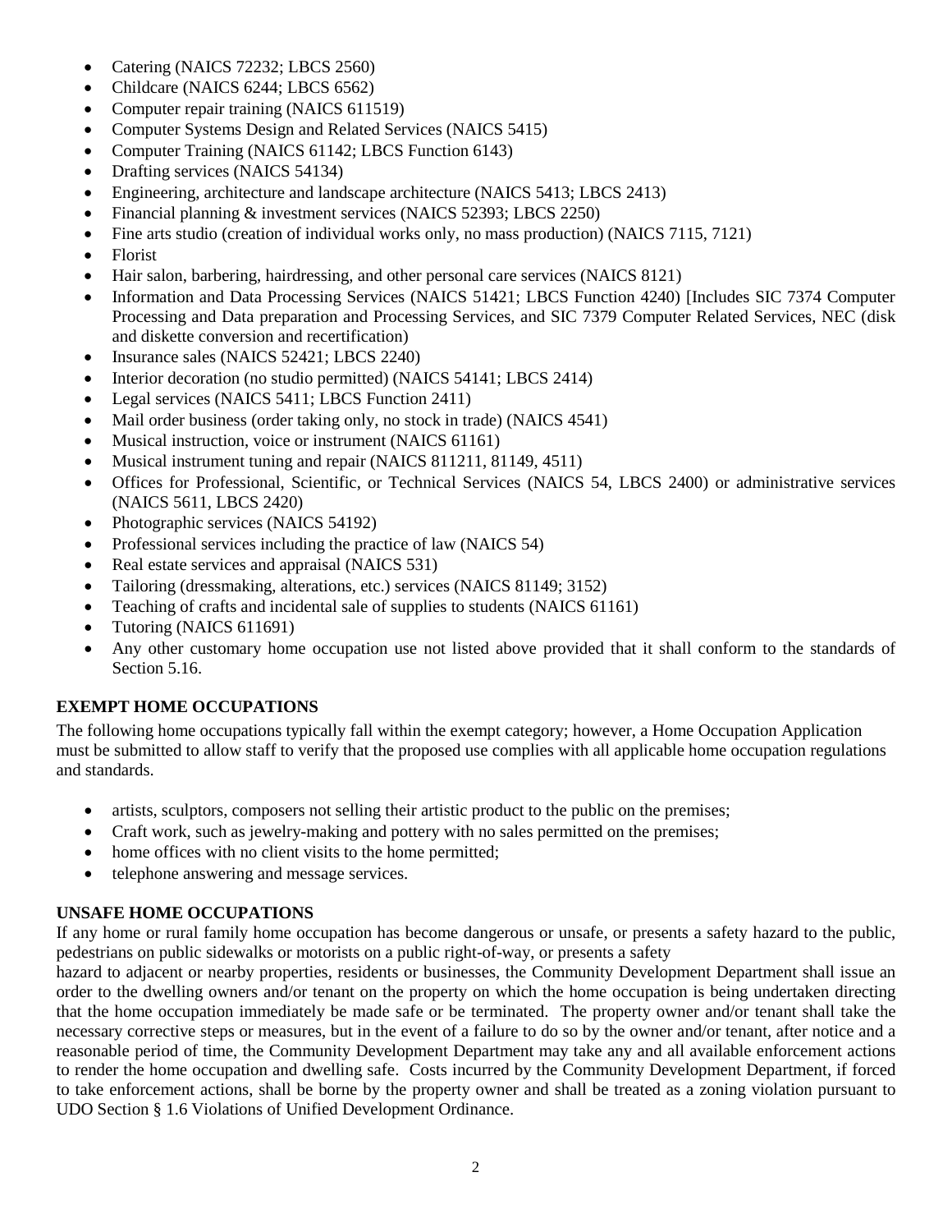- Catering (NAICS 72232; LBCS 2560)
- Childcare (NAICS 6244; LBCS 6562)
- Computer repair training (NAICS 611519)
- Computer Systems Design and Related Services (NAICS 5415)
- Computer Training (NAICS 61142; LBCS Function 6143)
- Drafting services (NAICS 54134)
- Engineering, architecture and landscape architecture (NAICS 5413; LBCS 2413)
- Financial planning & investment services (NAICS 52393; LBCS 2250)
- Fine arts studio (creation of individual works only, no mass production) (NAICS 7115, 7121)
- Florist
- Hair salon, barbering, hairdressing, and other personal care services (NAICS 8121)
- Information and Data Processing Services (NAICS 51421; LBCS Function 4240) [Includes SIC 7374 Computer Processing and Data preparation and Processing Services, and SIC 7379 Computer Related Services, NEC (disk and diskette conversion and recertification)
- Insurance sales (NAICS 52421; LBCS 2240)
- Interior decoration (no studio permitted) (NAICS 54141; LBCS 2414)
- Legal services (NAICS 5411; LBCS Function 2411)
- Mail order business (order taking only, no stock in trade) (NAICS 4541)
- Musical instruction, voice or instrument (NAICS 61161)
- Musical instrument tuning and repair (NAICS 811211, 81149, 4511)
- Offices for Professional, Scientific, or Technical Services (NAICS 54, LBCS 2400) or administrative services (NAICS 5611, LBCS 2420)
- Photographic services (NAICS 54192)
- Professional services including the practice of law (NAICS 54)
- Real estate services and appraisal (NAICS 531)
- Tailoring (dressmaking, alterations, etc.) services (NAICS 81149; 3152)
- Teaching of crafts and incidental sale of supplies to students (NAICS 61161)
- Tutoring (NAICS 611691)
- Any other customary home occupation use not listed above provided that it shall conform to the standards of Section 5.16.

## EXEMPT HOME OCCUPATIONS

The following home occupations typically fall within the exempt category; however, a Home Occupation Application must be submitted to allow staff to verify that the proposed use complies with all applicable home occupation regulations and standards.

- artists, sculptors, composers not selling their artistic product to the public on the premises;
- Craft work, such as jewelry-making and pottery with no sales permitted on the premises;
- home offices with no client visits to the home permitted;
- telephone answering and message services.

## UNSAFE HOME OCCUPATIONS

If any home or rural family home occupation has become dangerous or unsafe, or presents a safety hazard to the public, pedestrians on public sidewalks or motorists on a public right-of-way, or presents a safety hazard to adjacent or nearby properties, residents or businesses, the Community Development Department shall issue an order to the dwelling owners and/or tenant on the property on which the home occupation is being undertaken directing that the home occupation immediately be made safe or be terminated. The property owner and/or tenant shall take the necessary corrective steps or measures, but in the event of a failure to do so by the owner and/or tenant, after notice and a reasonable period of time, the Community Development Department may take any and all available enforcement actions to render the home occupation and dwelling safe. Costs incurred by the Community Development Department, if forced to take enforcement actions, shall be borne by the property owner and shall be treated as a zoning violation pursuant to UDO Section § 1.6 Violations of Unified Development Ordinance.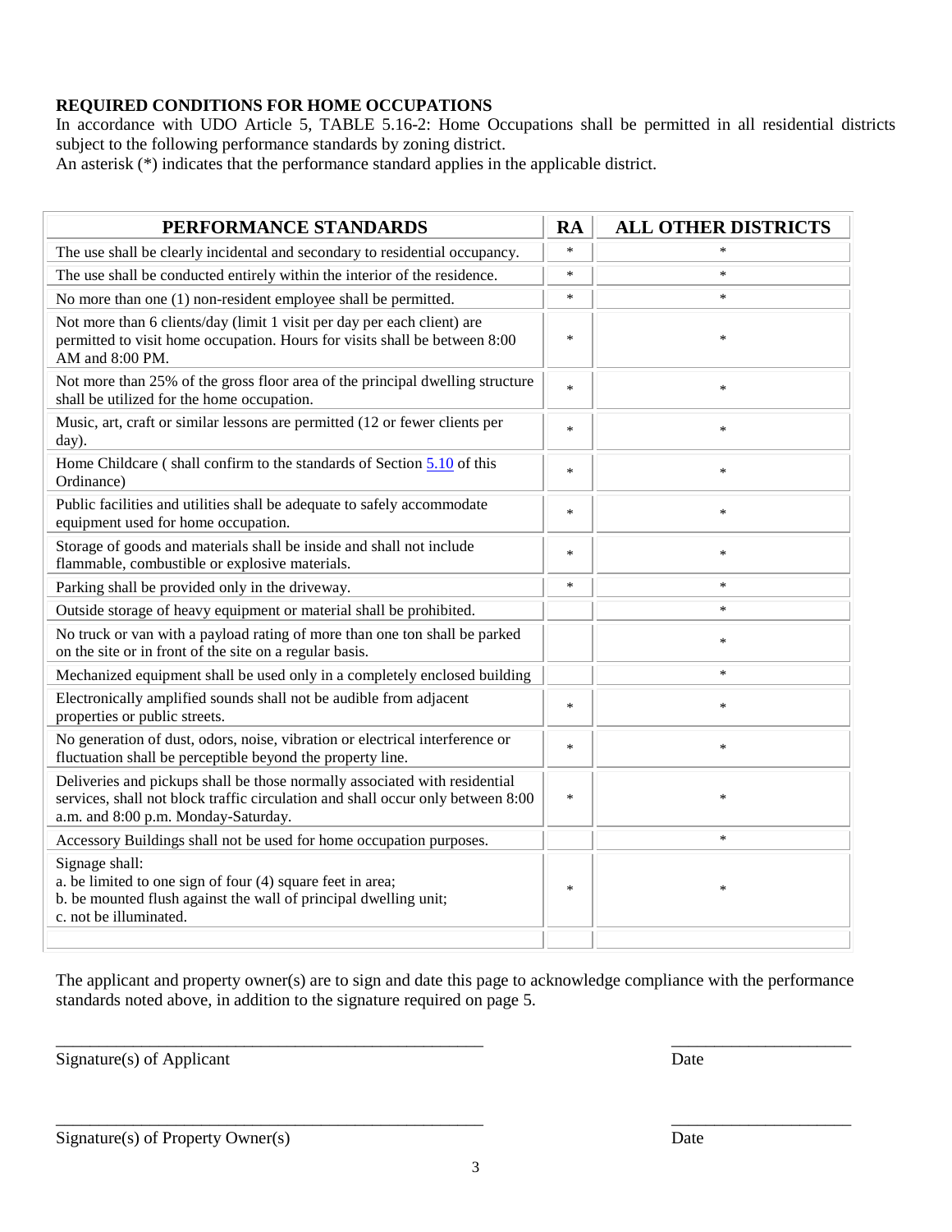**REQUIRED CONDITIONS FOR HOME OCCUPATIONS**

In accordance with UDO Article 5, TABLE 5.16-2: Home Occupations shall be permitted in all residential districts subject to the following performance standards by zoning district.

An asterisk (*) indicates that the performance standard applies in the applicable district.

| PERFORMANCE STANDARDS | RA | ALL OTHER DISTRICTS |
|---|---|---|
| The use shall be clearly incidental and secondary to residential occupancy. | * | * |
| The use shall be conducted entirely within the interior of the residence. | * | * |
| No more than one (1) non-resident employee shall be permitted. | * | * |
| Not more than 6 clients/day (limit 1 visit per day per each client) are permitted to visit home occupation. Hours for visits shall be between 8:00 AM and 8:00 PM. | * | * |
| Not more than 25% of the gross floor area of the principal dwelling structure shall be utilized for the home occupation. | * | * |
| Music, art, craft or similar lessons are permitted (12 or fewer clients per day). | * | * |
| Home Childcare ( shall confirm to the standards of Section 5.10 of this Ordinance) | * | * |
| Public facilities and utilities shall be adequate to safely accommodate equipment used for home occupation. | * | * |
| Storage of goods and materials shall be inside and shall not include flammable, combustible or explosive materials. | * | * |
| Parking shall be provided only in the driveway. | * | * |
| Outside storage of heavy equipment or material shall be prohibited. | | * |
| No truck or van with a payload rating of more than one ton shall be parked on the site or in front of the site on a regular basis. | | * |
| Mechanized equipment shall be used only in a completely enclosed building | | * |
| Electronically amplified sounds shall not be audible from adjacent properties or public streets. | * | * |
| No generation of dust, odors, noise, vibration or electrical interference or fluctuation shall be perceptible beyond the property line. | * | * |
| Deliveries and pickups shall be those normally associated with residential services, shall not block traffic circulation and shall occur only between 8:00 a.m. and 8:00 p.m. Monday-Saturday. | * | * |
| Accessory Buildings shall not be used for home occupation purposes. | | * |
| Signage shall:<br>a. be limited to one sign of four (4) square feet in area;<br>b. be mounted flush against the wall of principal dwelling unit;<br>c. not be illuminated. | * | * |
| | | |

The applicant and property owner(s) are to sign and date this page to acknowledge compliance with the performance standards noted above, in addition to the signature required on page 5.

\_\_\_\_\_\_\_\_\_\_\_\_\_\_\_\_\_\_\_\_\_\_\_\_\_\_\_\_\_\_\_\_\_\_\_\_\_\_\_\_\_\_\_\_ \_\_\_\_\_\_\_\_\_\_\_\_\_\_\_\_\_\_\_\_

Signature(s) of Applicant Date

\_\_\_\_\_\_\_\_\_\_\_\_\_\_\_\_\_\_\_\_\_\_\_\_\_\_\_\_\_\_\_\_\_\_\_\_\_\_\_\_\_\_\_\_ \_\_\_\_\_\_\_\_\_\_\_\_\_\_\_\_\_\_\_\_

Signature(s) of Property Owner(s) Date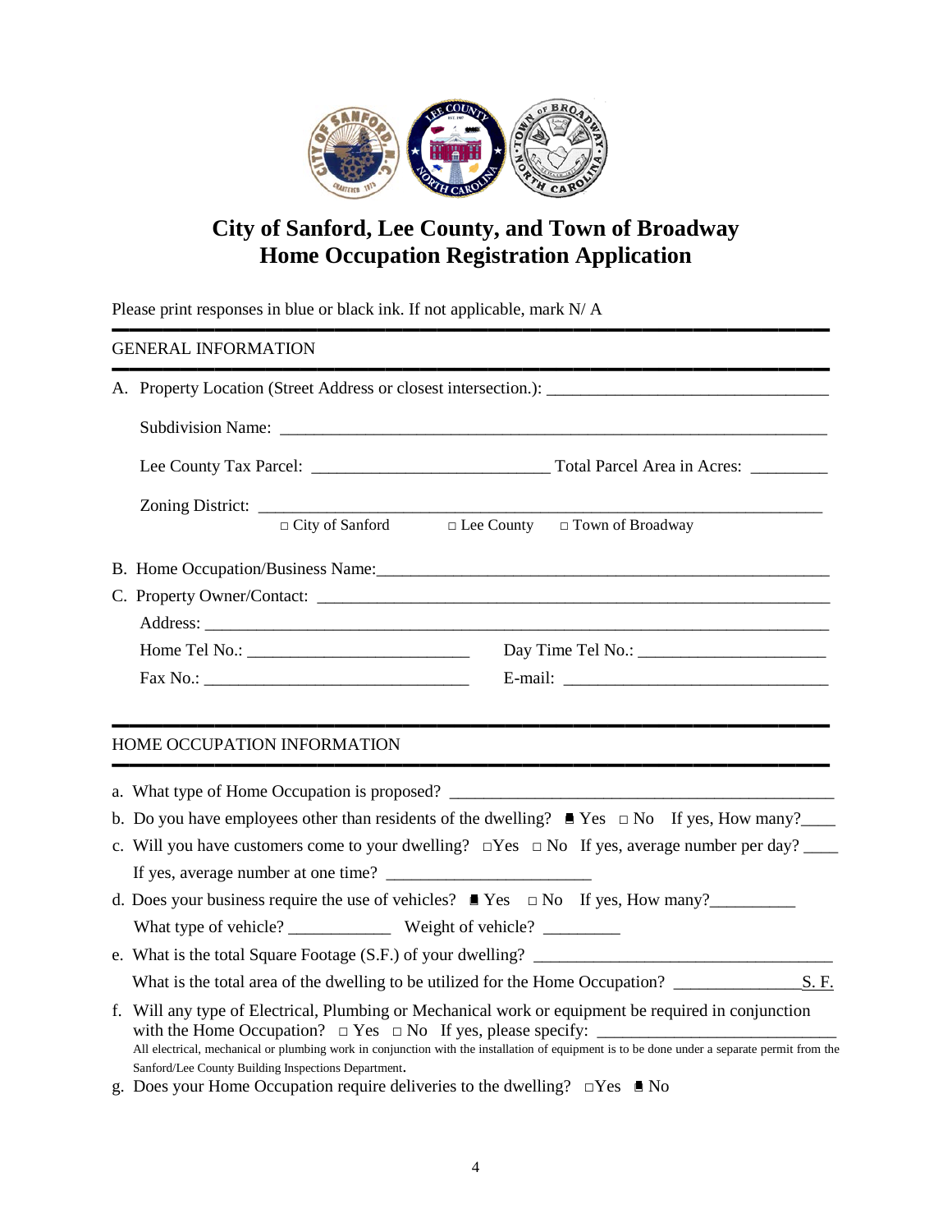# City of Sanford, Lee County, and Town of Broadway
# Home Occupation Registration Application

Please print responses in blue or black ink. If not applicable, mark N/ A

## GENERAL INFORMATION

A. Property Location (Street Address or closest intersection.): ________________________________

Subdivision Name: ________________________________________________________________

Lee County Tax Parcel: ___________________________ Total Parcel Area in Acres: _________

Zoning District: ________________________________________________________________

□ City of Sanford □ Lee County □ Town of Broadway

B. Home Occupation/Business Name:____________________________________________________

C. Property Owner/Contact: __________________________________________________________

Address: ________________________________________________________________________

Home Tel No.: __________________________ Day Time Tel No.: ______________________

Fax No.: ______________________________ E-mail: ______________________________

## HOME OCCUPATION INFORMATION

a. What type of Home Occupation is proposed? ____________________________________________

b. Do you have employees other than residents of the dwelling? ■ Yes □ No If yes, How many?____

c. Will you have customers come to your dwelling? □Yes □ No If yes, average number per day? ____

If yes, average number at one time? _______________________

d. Does your business require the use of vehicles? ■ Yes □ No If yes, How many?__________

What type of vehicle? ____________ Weight of vehicle? _________

e. What is the total Square Footage (S.F.) of your dwelling? __________________________________

What is the total area of the dwelling to be utilized for the Home Occupation? ______________S. F.

f. Will any type of Electrical, Plumbing or Mechanical work or equipment be required in conjunction with the Home Occupation? □ Yes □ No If yes, please specify: ___________________________

All electrical, mechanical or plumbing work in conjunction with the installation of equipment is to be done under a separate permit from the Sanford/Lee County Building Inspections Department.

g. Does your Home Occupation require deliveries to the dwelling? □Yes ■ No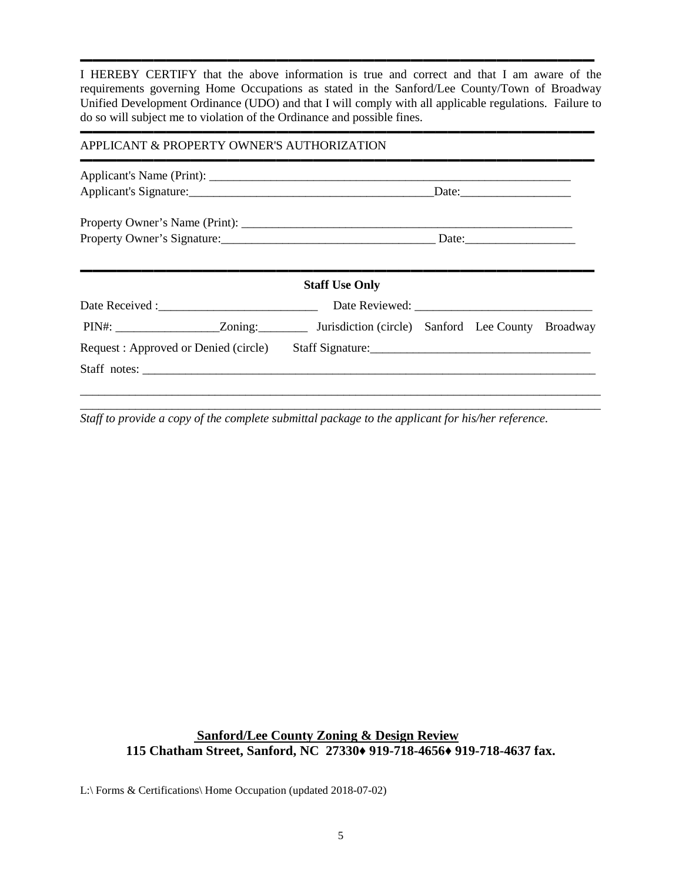---

I HEREBY CERTIFY that the above information is true and correct and that I am aware of the requirements governing Home Occupations as stated in the Sanford/Lee County/Town of Broadway Unified Development Ordinance (UDO) and that I will comply with all applicable regulations. Failure to do so will subject me to violation of the Ordinance and possible fines.

---

APPLICANT & PROPERTY OWNER'S AUTHORIZATION

---

Applicant's Name (Print): ____________________________________________________________

Applicant's Signature:_______________________________________Date:__________________

Property Owner's Name (Print): ______________________________________________________

Property Owner's Signature:__________________________________ Date:__________________

---

**Staff Use Only**

Date Received :__________________________ Date Reviewed: _____________________________

PIN#: _________________Zoning:________ Jurisdiction (circle) Sanford Lee County Broadway

Request : Approved or Denied (circle) Staff Signature:___________________________________

Staff notes: _____________________________________________________________________________

_____________________________________________________________________________________

_____________________________________________________________________________________

*Staff to provide a copy of the complete submittal package to the applicant for his/her reference.*

**Sanford/Lee County Zoning & Design Review**
**115 Chatham Street, Sanford, NC 27330♦ 919-718-4656♦ 919-718-4637 fax.**

L:\ Forms & Certifications\ Home Occupation (updated 2018-07-02)